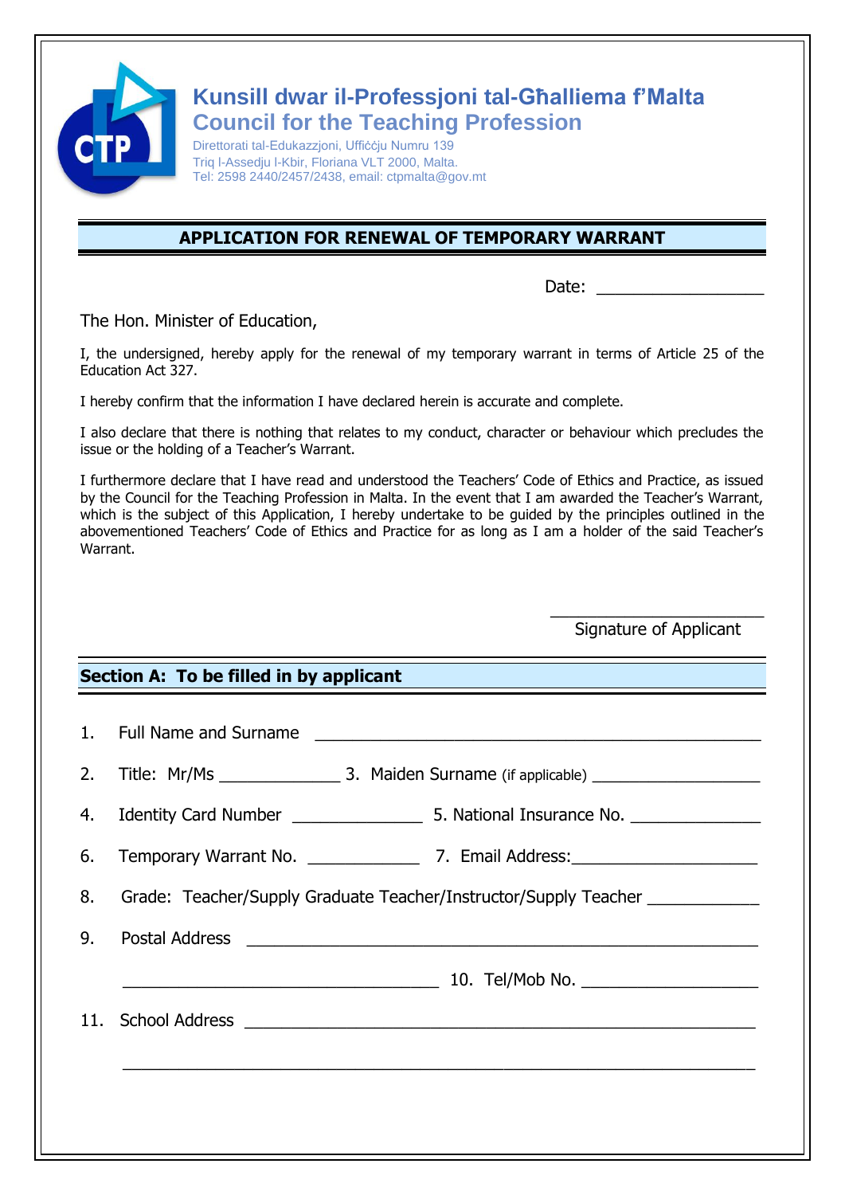# Kunsill dwar il-Professjoni tal-Għalliema f'Malta

## Council for the Teaching Profession

Direttorati tal-Edukazzjoni, Uffiċċju Numru 139
Triq l-Assedju l-Kbir, Floriana VLT 2000, Malta.
Tel: 2598 2440/2457/2438, email: ctpmalta@gov.mt

## APPLICATION FOR RENEWAL OF TEMPORARY WARRANT

Date: __________________

The Hon. Minister of Education,

I, the undersigned, hereby apply for the renewal of my temporary warrant in terms of Article 25 of the Education Act 327.

I hereby confirm that the information I have declared herein is accurate and complete.

I also declare that there is nothing that relates to my conduct, character or behaviour which precludes the issue or the holding of a Teacher's Warrant.

I furthermore declare that I have read and understood the Teachers' Code of Ethics and Practice, as issued by the Council for the Teaching Profession in Malta. In the event that I am awarded the Teacher's Warrant, which is the subject of this Application, I hereby undertake to be guided by the principles outlined in the abovementioned Teachers' Code of Ethics and Practice for as long as I am a holder of the said Teacher's Warrant.

______________________
Signature of Applicant

### Section A: To be filled in by applicant

1. Full Name and Surname ________________________________________________
2. Title: Mr/Ms _____________ 3. Maiden Surname (if applicable) __________________
4. Identity Card Number ______________ 5. National Insurance No. ______________
6. Temporary Warrant No. ____________ 7. Email Address:____________________
8. Grade: Teacher/Supply Graduate Teacher/Instructor/Supply Teacher ___________
9. Postal Address _______________________________________________________

   __________________________________ 10. Tel/Mob No. ___________________
11. School Address _______________________________________________________

   ______________________________________________________________________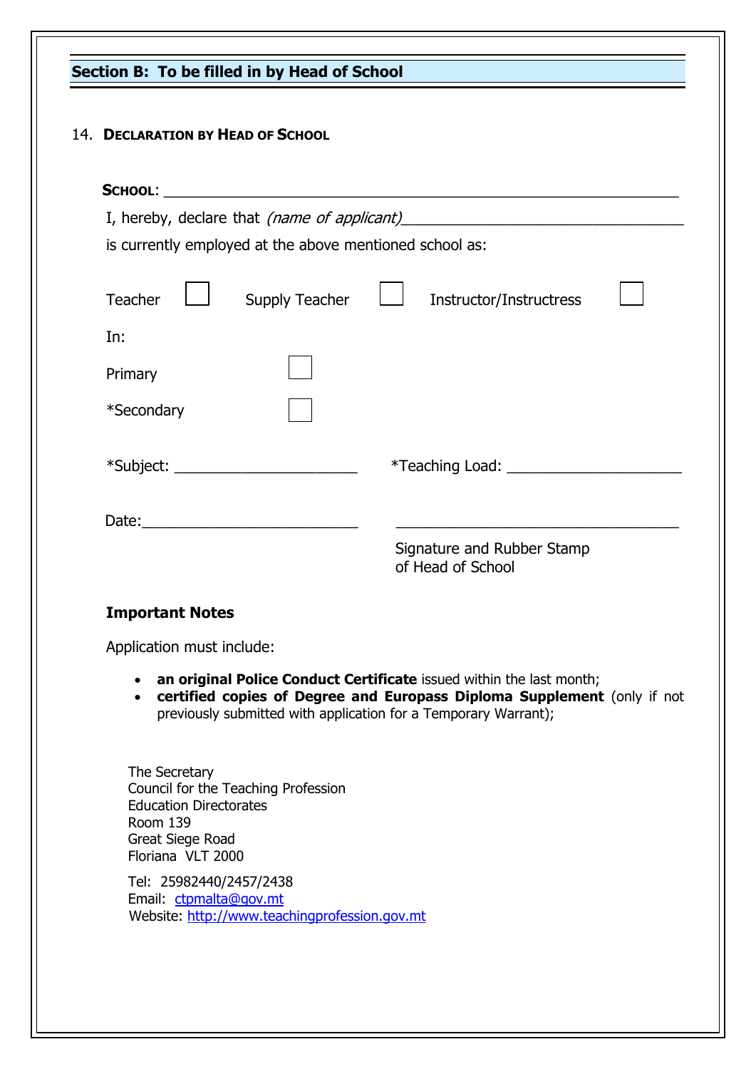## Section B: To be filled in by Head of School

### 14. Declaration by Head of School

**School**: ______________________________________________________________

I, hereby, declare that *(name of applicant)*__________________________________

is currently employed at the above mentioned school as:

Teacher ☐ Supply Teacher ☐ Instructor/Instructress ☐

In:

Primary ☐

*Secondary ☐

*Subject: _____________________ *Teaching Load: ____________________

Date:_________________________ _________________________________

Signature and Rubber Stamp of Head of School

**Important Notes**

Application must include:

- **an original Police Conduct Certificate** issued within the last month;
- **certified copies of Degree and Europass Diploma Supplement** (only if not previously submitted with application for a Temporary Warrant);

The Secretary
Council for the Teaching Profession
Education Directorates
Room 139
Great Siege Road
Floriana VLT 2000

Tel: 25982440/2457/2438
Email: ctpmalta@gov.mt
Website: http://www.teachingprofession.gov.mt